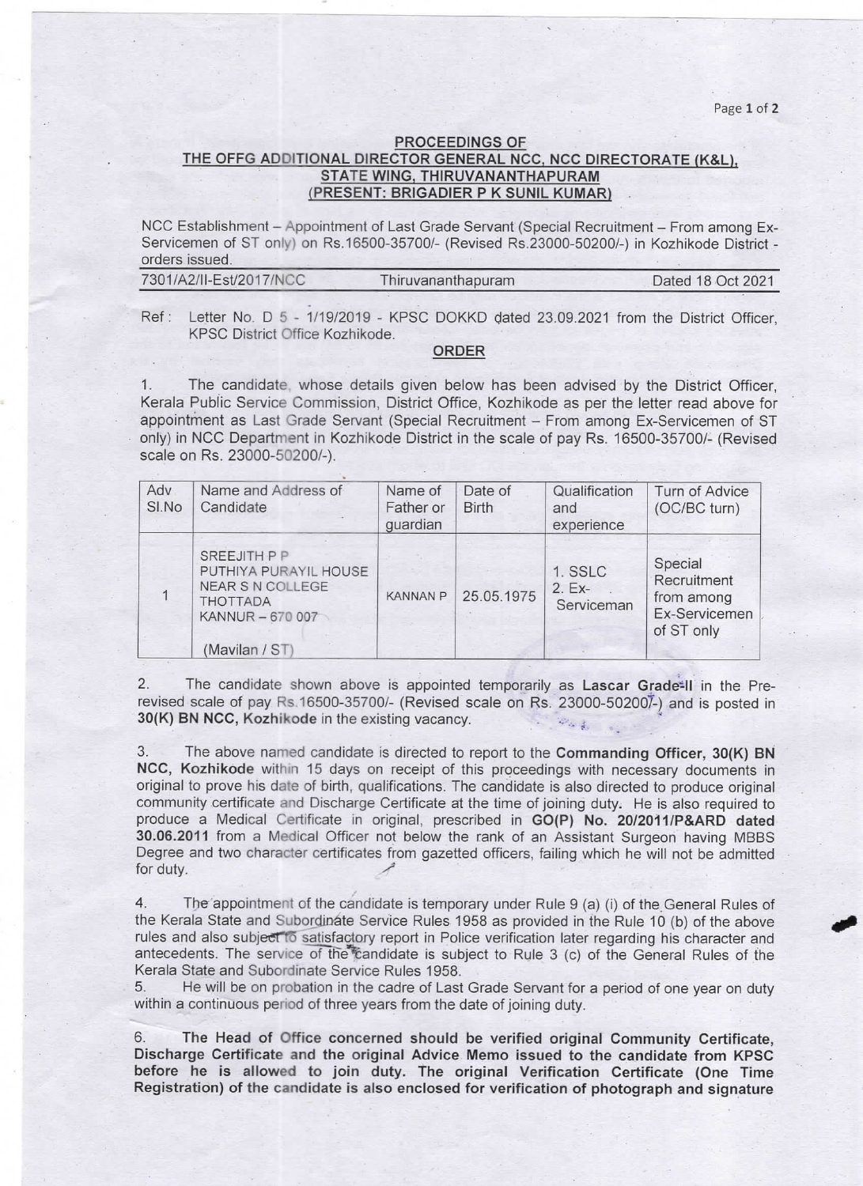**PROCEEDINGS OF**
**THE OFFG ADDITIONAL DIRECTOR GENERAL NCC, NCC DIRECTORATE (K&L), STATE WING, THIRUVANANTHAPURAM**
**(PRESENT: BRIGADIER P K SUNIL KUMAR)**

NCC Establishment – Appointment of Last Grade Servant (Special Recruitment – From among Ex-Servicemen of ST only) on Rs.16500-35700/- (Revised Rs.23000-50200/-) in Kozhikode District - orders issued.

7301/A2/II-Est/2017/NCC Thiruvananthapuram Dated 18 Oct 2021

Ref : Letter No. D 5 - 1/19/2019 - KPSC DOKKD dated 23.09.2021 from the District Officer, KPSC District Office Kozhikode.

**ORDER**

1. The candidate, whose details given below has been advised by the District Officer, Kerala Public Service Commission, District Office, Kozhikode as per the letter read above for appointment as Last Grade Servant (Special Recruitment – From among Ex-Servicemen of ST only) in NCC Department in Kozhikode District in the scale of pay Rs. 16500-35700/- (Revised scale on Rs. 23000-50200/-).

| Adv Sl.No | Name and Address of Candidate | Name of Father or guardian | Date of Birth | Qualification and experience | Turn of Advice (OC/BC turn) |
|---|---|---|---|---|---|
| 1 | SREEJITH P P<br>PUTHIYA PURAYIL HOUSE<br>NEAR S N COLLEGE<br>THOTTADA<br>KANNUR – 670 007<br><br>(Mavilan / ST) | KANNAN P | 25.05.1975 | 1. SSLC<br>2. Ex-Serviceman | Special Recruitment from among Ex-Servicemen of ST only |

2. The candidate shown above is appointed temporarily as **Lascar Grade-II** in the Pre-revised scale of pay Rs.16500-35700/- (Revised scale on Rs. 23000-50200/-) and is posted in **30(K) BN NCC, Kozhikode** in the existing vacancy.

3. The above named candidate is directed to report to the **Commanding Officer, 30(K) BN NCC, Kozhikode** within 15 days on receipt of this proceedings with necessary documents in original to prove his date of birth, qualifications. The candidate is also directed to produce original community certificate and Discharge Certificate at the time of joining duty. He is also required to produce a Medical Certificate in original, prescribed in **GO(P) No. 20/2011/P&ARD dated 30.06.2011** from a Medical Officer not below the rank of an Assistant Surgeon having MBBS Degree and two character certificates from gazetted officers, failing which he will not be admitted for duty.

4. The appointment of the candidate is temporary under Rule 9 (a) (i) of the General Rules of the Kerala State and Subordinate Service Rules 1958 as provided in the Rule 10 (b) of the above rules and also subject to satisfactory report in Police verification later regarding his character and antecedents. The service of the candidate is subject to Rule 3 (c) of the General Rules of the Kerala State and Subordinate Service Rules 1958.

5. He will be on probation in the cadre of Last Grade Servant for a period of one year on duty within a continuous period of three years from the date of joining duty.

6. **The Head of Office concerned should be verified original Community Certificate, Discharge Certificate and the original Advice Memo issued to the candidate from KPSC before he is allowed to join duty. The original Verification Certificate (One Time Registration) of the candidate is also enclosed for verification of photograph and signature**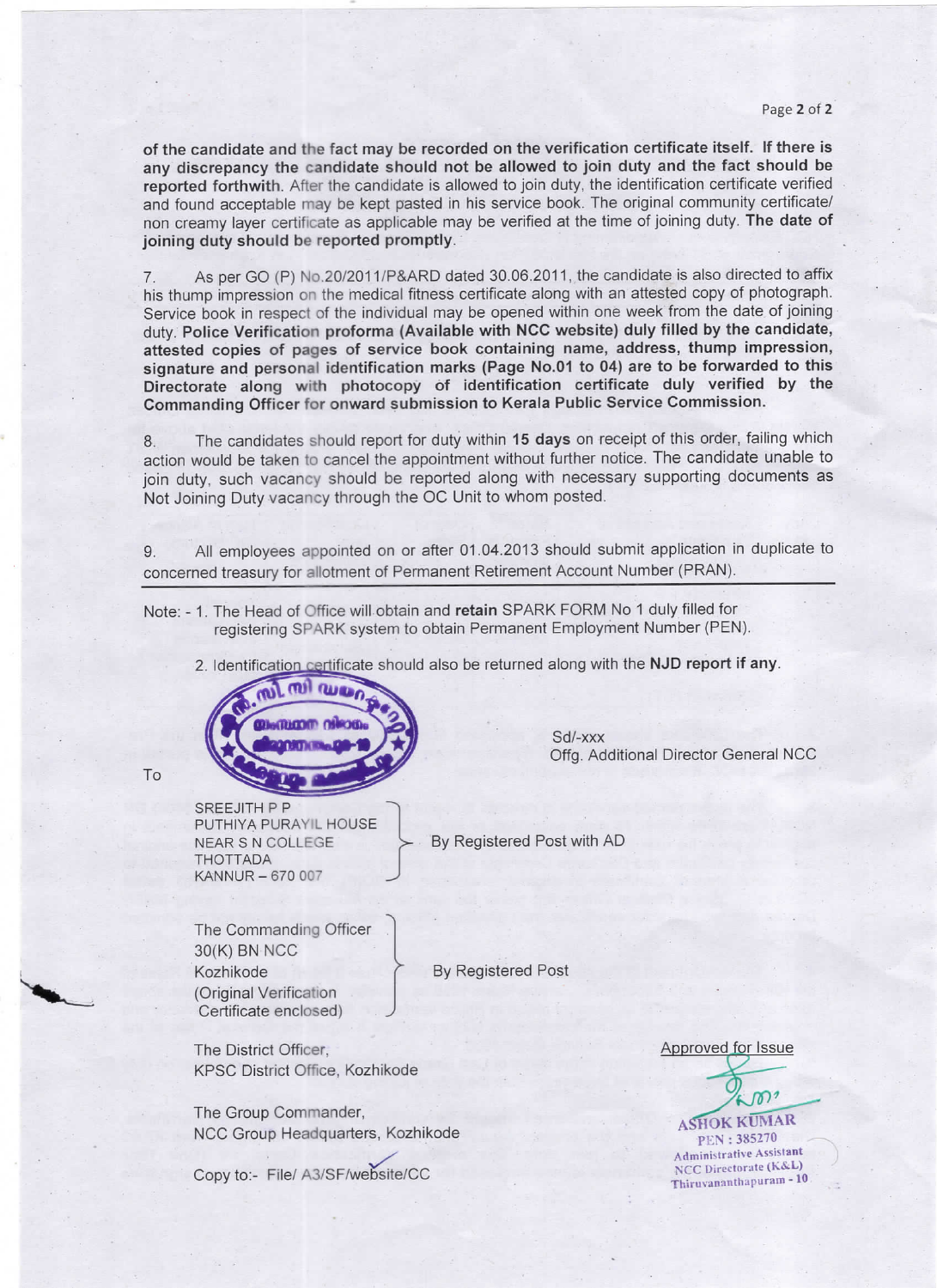of the candidate and the fact may be recorded on the verification certificate itself. **If there is any discrepancy the candidate should not be allowed to join duty and the fact should be reported forthwith.** After the candidate is allowed to join duty, the identification certificate verified and found acceptable may be kept pasted in his service book. The original community certificate/ non creamy layer certificate as applicable may be verified at the time of joining duty. **The date of joining duty should be reported promptly**.

7. As per GO (P) No.20/2011/P&ARD dated 30.06.2011, the candidate is also directed to affix his thump impression on the medical fitness certificate along with an attested copy of photograph. Service book in respect of the individual may be opened within one week from the date of joining duty. **Police Verification proforma (Available with NCC website) duly filled by the candidate, attested copies of pages of service book containing name, address, thump impression, signature and personal identification marks (Page No.01 to 04) are to be forwarded to this Directorate along with photocopy of identification certificate duly verified by the Commanding Officer for onward submission to Kerala Public Service Commission.**

8. The candidates should report for duty within **15 days** on receipt of this order, failing which action would be taken to cancel the appointment without further notice. The candidate unable to join duty, such vacancy should be reported along with necessary supporting documents as Not Joining Duty vacancy through the OC Unit to whom posted.

9. All employees appointed on or after 01.04.2013 should submit application in duplicate to concerned treasury for allotment of Permanent Retirement Account Number (PRAN).

---

Note: - 1. The Head of Office will obtain and **retain** SPARK FORM No 1 duly filled for registering SPARK system to obtain Permanent Employment Number (PEN).

2. Identification certificate should also be returned along with the **NJD report if any**.

Sd/-xxx
Offg. Additional Director General NCC

To

SREEJITH P P
PUTHIYA PURAYIL HOUSE
NEAR S N COLLEGE
THOTTADA
KANNUR – 670 007
— By Registered Post with AD

The Commanding Officer
30(K) BN NCC
Kozhikode
(Original Verification Certificate enclosed)
— By Registered Post

The District Officer,
KPSC District Office, Kozhikode

The Group Commander,
NCC Group Headquarters, Kozhikode

Copy to:- File/ A3/SF/website/CC

Approved for Issue

ASHOK KUMAR
PEN : 385270
Administrative Assistant
NCC Directorate (K&L)
Thiruvananthapuram - 10